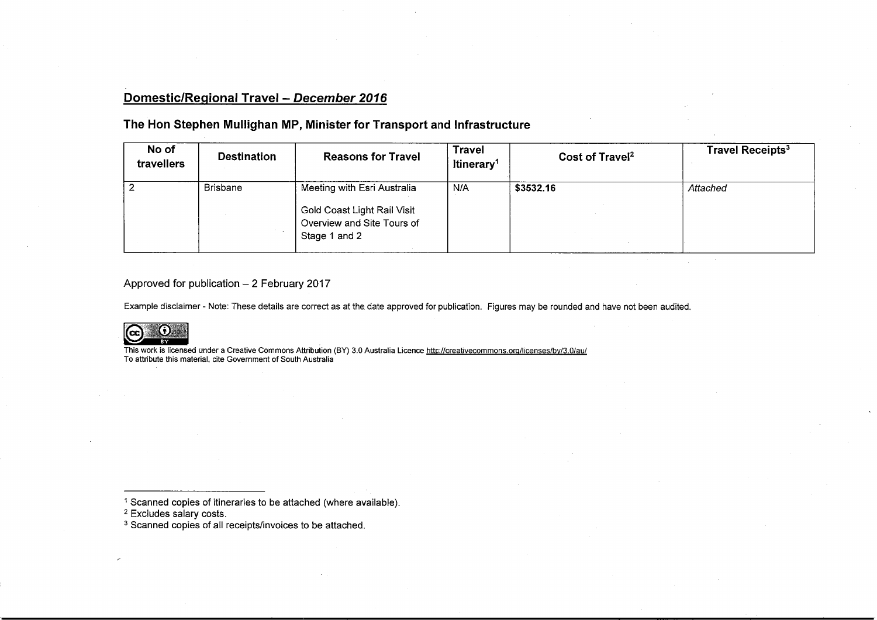## Domestic/Regional Travel – *December 2016*

### The Hon Stephen Mullighan MP, Minister for Transport and Infrastructure

| No of travellers | Destination | Reasons for Travel | Travel Itinerary[1] | Cost of Travel[2] | Travel Receipts[3] |
|---|---|---|---|---|---|
| 2 | Brisbane | Meeting with Esri Australia<br><br>Gold Coast Light Rail Visit Overview and Site Tours of Stage 1 and 2 | N/A | **$3532.16** | *Attached* |

Approved for publication – 2 February 2017

Example disclaimer - Note: These details are correct as at the date approved for publication. Figures may be rounded and have not been audited.

This work is licensed under a Creative Commons Attribution (BY) 3.0 Australia Licence http://creativecommons.org/licenses/by/3.0/au/
To attribute this material, cite Government of South Australia

---

[1] Scanned copies of itineraries to be attached (where available).
[2] Excludes salary costs.
[3] Scanned copies of all receipts/invoices to be attached.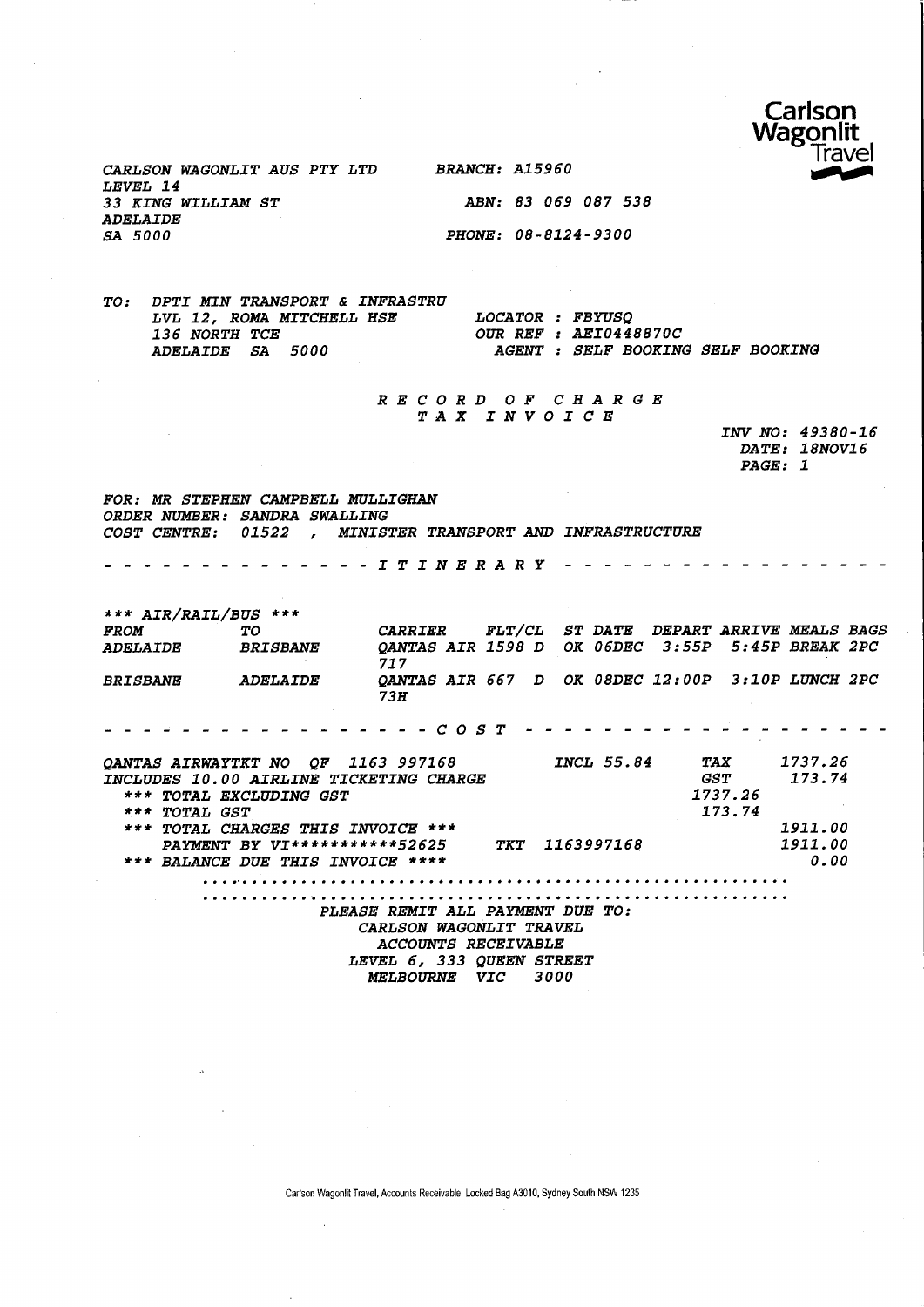Carlson Wagonlit Travel

CARLSON WAGONLIT AUS PTY LTD
LEVEL 14
33 KING WILLIAM ST
ADELAIDE
SA 5000

BRANCH: A15960

ABN: 83 069 087 538

PHONE: 08-8124-9300

TO: DPTI MIN TRANSPORT & INFRASTRU
LVL 12, ROMA MITCHELL HSE
136 NORTH TCE
ADELAIDE SA 5000

LOCATOR : FBYUSQ
OUR REF : AEI0448870C
AGENT : SELF BOOKING SELF BOOKING

# RECORD OF CHARGE
## TAX INVOICE

INV NO: 49380-16
DATE: 18NOV16
PAGE: 1

FOR: MR STEPHEN CAMPBELL MULLIGHAN
ORDER NUMBER: SANDRA SWALLING
COST CENTRE: 01522 , MINISTER TRANSPORT AND INFRASTRUCTURE

- - - - - - - - - - - - - - I T I N E R A R Y - - - - - - - - - - - - - -

*** AIR/RAIL/BUS ***

| FROM | TO | CARRIER | FLT/CL | ST | DATE | DEPART | ARRIVE | MEALS | BAGS |
|---|---|---|---|---|---|---|---|---|---|
| ADELAIDE | BRISBANE | QANTAS AIR 717 | 1598 D | OK | 06DEC | 3:55P | 5:45P | BREAK | 2PC |
| BRISBANE | ADELAIDE | QANTAS AIR 73H | 667 D | OK | 08DEC | 12:00P | 3:10P | LUNCH | 2PC |

- - - - - - - - - - - - - - - - C O S T - - - - - - - - - - - - - - - - -

| | | | |
|---|---|---|---|
| QANTAS AIRWAYTKT NO QF 1163 997168 | INCL 55.84 | TAX | 1737.26 |
| INCLUDES 10.00 AIRLINE TICKETING CHARGE | | GST | 173.74 |
| *** TOTAL EXCLUDING GST | | 1737.26 | |
| *** TOTAL GST | | 173.74 | |
| *** TOTAL CHARGES THIS INVOICE *** | | | 1911.00 |
| PAYMENT BY VI***********52625 | TKT 1163997168 | | 1911.00 |
| *** BALANCE DUE THIS INVOICE **** | | | 0.00 |

PLEASE REMIT ALL PAYMENT DUE TO:
CARLSON WAGONLIT TRAVEL
ACCOUNTS RECEIVABLE
LEVEL 6, 333 QUEEN STREET
MELBOURNE VIC 3000

Carlson Wagonlit Travel, Accounts Receivable, Locked Bag A3010, Sydney South NSW 1235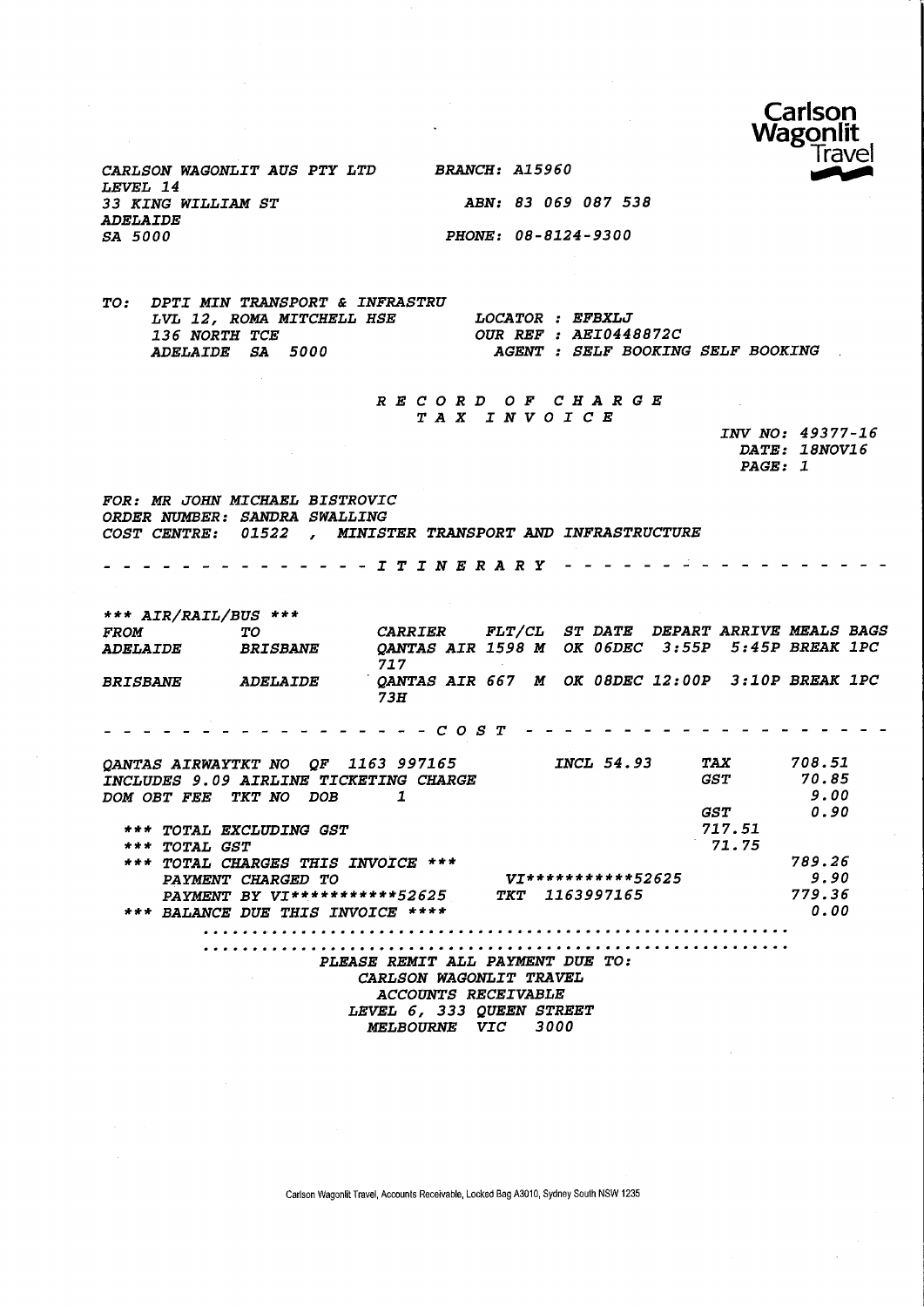Carlson Wagonlit Travel

CARLSON WAGONLIT AUS PTY LTD
LEVEL 14
33 KING WILLIAM ST
ADELAIDE
SA 5000

BRANCH: A15960

ABN: 83 069 087 538

PHONE: 08-8124-9300

TO: DPTI MIN TRANSPORT & INFRASTRU
LVL 12, ROMA MITCHELL HSE
136 NORTH TCE
ADELAIDE SA 5000

LOCATOR : EFBXLJ
OUR REF : AEI0448872C
AGENT : SELF BOOKING SELF BOOKING

## R E C O R D O F C H A R G E
## T A X I N V O I C E

INV NO: 49377-16
DATE: 18NOV16
PAGE: 1

FOR: MR JOHN MICHAEL BISTROVIC
ORDER NUMBER: SANDRA SWALLING
COST CENTRE: 01522 , MINISTER TRANSPORT AND INFRASTRUCTURE

- - - - - - - - - - - - - - I T I N E R A R Y - - - - - - - - - - - - - - -

*** AIR/RAIL/BUS ***

| FROM | TO | CARRIER | FLT/CL | ST | DATE | DEPART | ARRIVE | MEALS | BAGS |
|---|---|---|---|---|---|---|---|---|---|
| ADELAIDE | BRISBANE | QANTAS AIR 717 | 1598 M | OK | 06DEC | 3:55P | 5:45P | BREAK | 1PC |
| BRISBANE | ADELAIDE | QANTAS AIR 73H | 667 M | OK | 08DEC | 12:00P | 3:10P | BREAK | 1PC |

- - - - - - - - - - - - - - - - - C O S T - - - - - - - - - - - - - - - - - -

| | | | |
|---|---|---|---|
| QANTAS AIRWAYTKT NO QF 1163 997165 | INCL 54.93 | TAX | 708.51 |
| INCLUDES 9.09 AIRLINE TICKETING CHARGE | | GST | 70.85 |
| DOM OBT FEE TKT NO DOB 1 | | | 9.00 |
| | | GST | 0.90 |
| *** TOTAL EXCLUDING GST | | 717.51 | |
| *** TOTAL GST | | 71.75 | |
| *** TOTAL CHARGES THIS INVOICE *** | | | 789.26 |
| PAYMENT CHARGED TO | VI***********52625 | | 9.90 |
| PAYMENT BY VI***********52625 | TKT 1163997165 | | 779.36 |
| *** BALANCE DUE THIS INVOICE **** | | | 0.00 |

PLEASE REMIT ALL PAYMENT DUE TO:
CARLSON WAGONLIT TRAVEL
ACCOUNTS RECEIVABLE
LEVEL 6, 333 QUEEN STREET
MELBOURNE VIC 3000

Carlson Wagonlit Travel, Accounts Receivable, Locked Bag A3010, Sydney South NSW 1235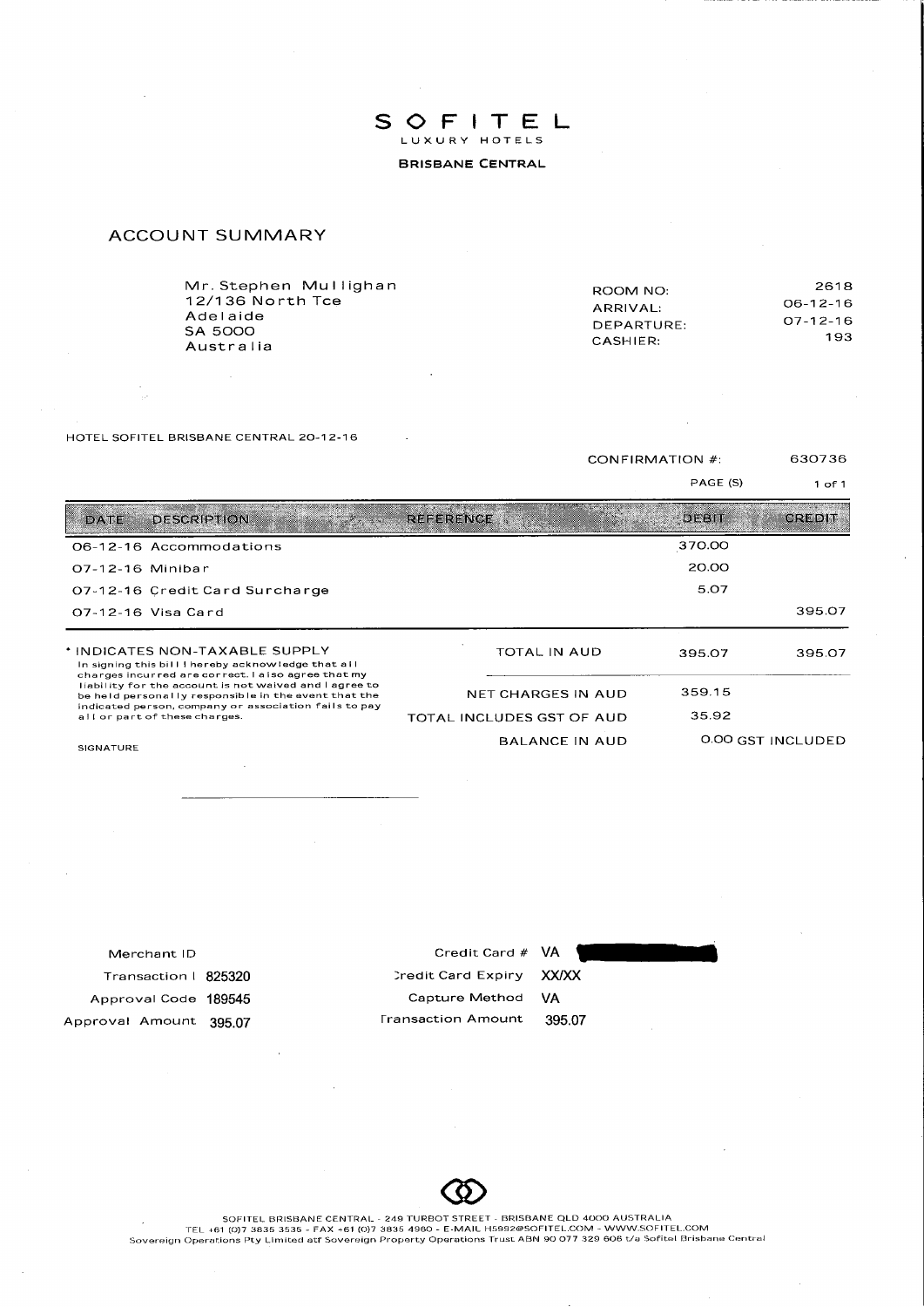# SOFITEL

LUXURY HOTELS

**BRISBANE CENTRAL**

## ACCOUNT SUMMARY

Mr. Stephen Mullighan
12/136 North Tce
Adelaide
SA 5000
Australia

| | |
|---|---|
| ROOM NO: | 2618 |
| ARRIVAL: | 06-12-16 |
| DEPARTURE: | 07-12-16 |
| CASHIER: | 193 |

HOTEL SOFITEL BRISBANE CENTRAL 20-12-16

CONFIRMATION #: 630736

PAGE (S) 1 of 1

| DATE | DESCRIPTION | REFERENCE | DEBIT | CREDIT |
|---|---|---|---|---|
| 06-12-16 | Accommodations | | 370.00 | |
| 07-12-16 | Minibar | | 20.00 | |
| 07-12-16 | Credit Card Surcharge | | 5.07 | |
| 07-12-16 | Visa Card | | | 395.07 |

* INDICATES NON-TAXABLE SUPPLY

In signing this bill I hereby acknowledge that all charges incurred are correct. I also agree that my liability for the account is not waived and I agree to be held personally responsible in the event that the indicated person, company or association fails to pay all or part of these charges.

| | | |
|---|---|---|
| TOTAL IN AUD | 395.07 | 395.07 |
| NET CHARGES IN AUD | 359.15 | |
| TOTAL INCLUDES GST OF AUD | 35.92 | |
| BALANCE IN AUD | 0.00 GST INCLUDED | |

SIGNATURE

| | | | |
|---|---|---|---|
| Merchant ID | | Credit Card # | VA |
| Transaction I | 825320 | Credit Card Expiry | XX/XX |
| Approval Code | 189545 | Capture Method | VA |
| Approval Amount | 395.07 | Transaction Amount | 395.07 |

SOFITEL BRISBANE CENTRAL - 249 TURBOT STREET - BRISBANE QLD 4000 AUSTRALIA
TEL +61 (0)7 3835 3535 - FAX +61 (0)7 3835 4960 - E-MAIL H5992@SOFITEL.COM - WWW.SOFITEL.COM
Sovereign Operations Pty Limited atf Sovereign Property Operations Trust ABN 90 077 329 606 t/a Sofitel Brisbane Central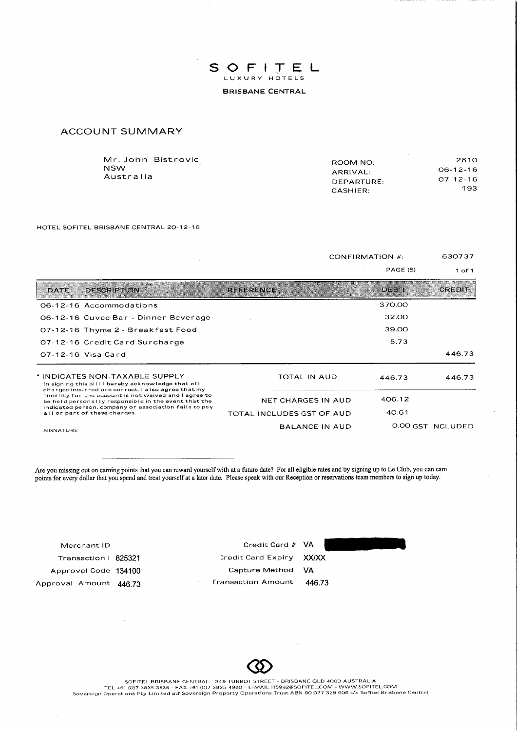# SOFITEL

LUXURY HOTELS

**BRISBANE CENTRAL**

## ACCOUNT SUMMARY

Mr. John Bistrovic
NSW
Australia

| | |
|---|---|
| ROOM NO: | 2610 |
| ARRIVAL: | 06-12-16 |
| DEPARTURE: | 07-12-16 |
| CASHIER: | 193 |

HOTEL SOFITEL BRISBANE CENTRAL 20-12-16

CONFIRMATION #: 630737

PAGE (S) 1 of 1

| DATE | DESCRIPTION | REFERENCE | DEBIT | CREDIT |
|---|---|---|---|---|
| 06-12-16 | Accommodations | | 370.00 | |
| 06-12-16 | Cuvee Bar - Dinner Beverage | | 32.00 | |
| 07-12-16 | Thyme 2 - Breakfast Food | | 39.00 | |
| 07-12-16 | Credit Card Surcharge | | 5.73 | |
| 07-12-16 | Visa Card | | | 446.73 |

| | | | |
|---|---|---|---|
| * INDICATES NON-TAXABLE SUPPLY | TOTAL IN AUD | 446.73 | 446.73 |
| | NET CHARGES IN AUD | 406.12 | |
| | TOTAL INCLUDES GST OF AUD | 40.61 | |
| | BALANCE IN AUD | 0.00 GST INCLUDED | |

In signing this bill I hereby acknowledge that all charges incurred are correct. I also agree that my liability for the account is not waived and I agree to be held personally responsible in the event that the indicated person, company or association fails to pay all or part of these charges.

SIGNATURE

Are you missing out on earning points that you can reward yourself with at a future date? For all eligible rates and by signing up to Le Club, you can earn points for every dollar that you spend and treat yourself at a later date. Please speak with our Reception or reservations team members to sign up today.

| | | | |
|---|---|---|---|
| Merchant ID | | Credit Card # | VA |
| Transaction I | 825321 | Credit Card Expiry | XX/XX |
| Approval Code | 134100 | Capture Method | VA |
| Approval Amount | 446.73 | Transaction Amount | 446.73 |

SOFITEL BRISBANE CENTRAL - 249 TURBOT STREET - BRISBANE QLD 4000 AUSTRALIA
TEL +61 (0)7 3835 3535 - FAX +61 (0)7 3835 4960 - E-MAIL H5992@SOFITEL.COM - WWW.SOFITEL.COM
Sovereign Operations Pty Limited atf Sovereign Property Operations Trust ABN 90 077 329 606 t/a Sofitel Brisbane Central